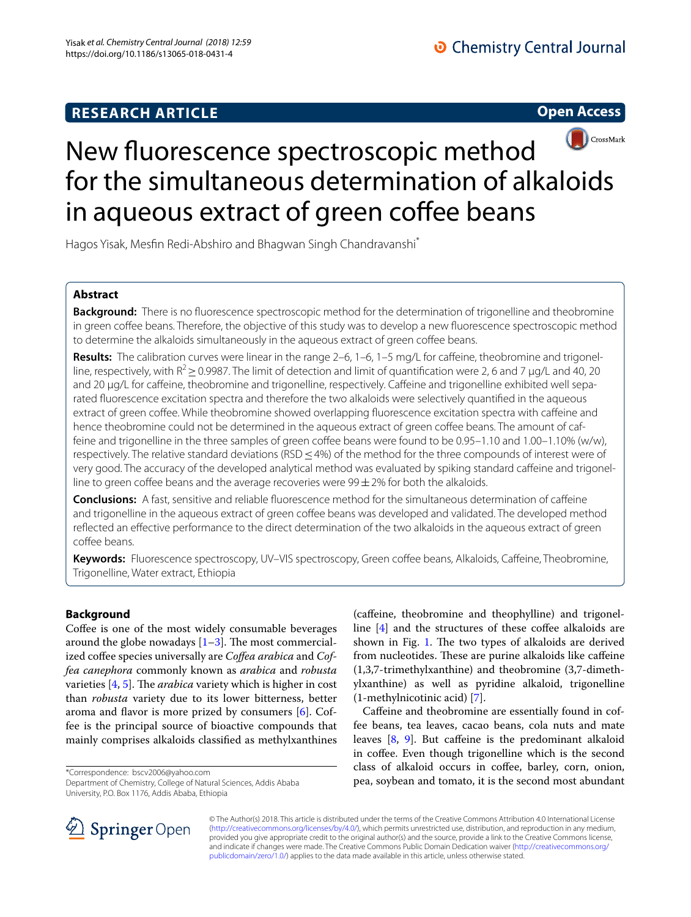# New fluorescence spectroscopic method for the simultaneous determination of alkaloids in aqueous extract of green coffee beans

Hagos Yisak, Mesfin Redi-Abshiro and Bhagwan Singh Chandravanshi*

## Abstract

**Background:** There is no fluorescence spectroscopic method for the determination of trigonelline and theobromine in green coffee beans. Therefore, the objective of this study was to develop a new fluorescence spectroscopic method to determine the alkaloids simultaneously in the aqueous extract of green coffee beans.

**Results:** The calibration curves were linear in the range 2–6, 1–6, 1–5 mg/L for caffeine, theobromine and trigonelline, respectively, with $R^2 \geq 0.9987$. The limit of detection and limit of quantification were 2, 6 and 7 µg/L and 40, 20 and 20 µg/L for caffeine, theobromine and trigonelline, respectively. Caffeine and trigonelline exhibited well separated fluorescence excitation spectra and therefore the two alkaloids were selectively quantified in the aqueous extract of green coffee. While theobromine showed overlapping fluorescence excitation spectra with caffeine and hence theobromine could not be determined in the aqueous extract of green coffee beans. The amount of caffeine and trigonelline in the three samples of green coffee beans were found to be 0.95–1.10 and 1.00–1.10% (w/w), respectively. The relative standard deviations (RSD ≤ 4%) of the method for the three compounds of interest were of very good. The accuracy of the developed analytical method was evaluated by spiking standard caffeine and trigonelline to green coffee beans and the average recoveries were 99 ± 2% for both the alkaloids.

**Conclusions:** A fast, sensitive and reliable fluorescence method for the simultaneous determination of caffeine and trigonelline in the aqueous extract of green coffee beans was developed and validated. The developed method reflected an effective performance to the direct determination of the two alkaloids in the aqueous extract of green coffee beans.

**Keywords:** Fluorescence spectroscopy, UV–VIS spectroscopy, Green coffee beans, Alkaloids, Caffeine, Theobromine, Trigonelline, Water extract, Ethiopia

## Background

Coffee is one of the most widely consumable beverages around the globe nowadays [1–3]. The most commercialized coffee species universally are *Coffea arabica* and *Coffea canephora* commonly known as *arabica* and *robusta* varieties [4, 5]. The *arabica* variety which is higher in cost than *robusta* variety due to its lower bitterness, better aroma and flavor is more prized by consumers [6]. Coffee is the principal source of bioactive compounds that mainly comprises alkaloids classified as methylxanthines (caffeine, theobromine and theophylline) and trigonelline [4] and the structures of these coffee alkaloids are shown in Fig. 1. The two types of alkaloids are derived from nucleotides. These are purine alkaloids like caffeine (1,3,7-trimethylxanthine) and theobromine (3,7-dimethylxanthine) as well as pyridine alkaloid, trigonelline (1-methylnicotinic acid) [7].

Caffeine and theobromine are essentially found in coffee beans, tea leaves, cacao beans, cola nuts and mate leaves [8, 9]. But caffeine is the predominant alkaloid in coffee. Even though trigonelline which is the second class of alkaloid occurs in coffee, barley, corn, onion, pea, soybean and tomato, it is the second most abundant

*Correspondence: bscv2006@yahoo.com
Department of Chemistry, College of Natural Sciences, Addis Ababa University, P.O. Box 1176, Addis Ababa, Ethiopia

© The Author(s) 2018. This article is distributed under the terms of the Creative Commons Attribution 4.0 International License (http://creativecommons.org/licenses/by/4.0/), which permits unrestricted use, distribution, and reproduction in any medium, provided you give appropriate credit to the original author(s) and the source, provide a link to the Creative Commons license, and indicate if changes were made. The Creative Commons Public Domain Dedication waiver (http://creativecommons.org/publicdomain/zero/1.0/) applies to the data made available in this article, unless otherwise stated.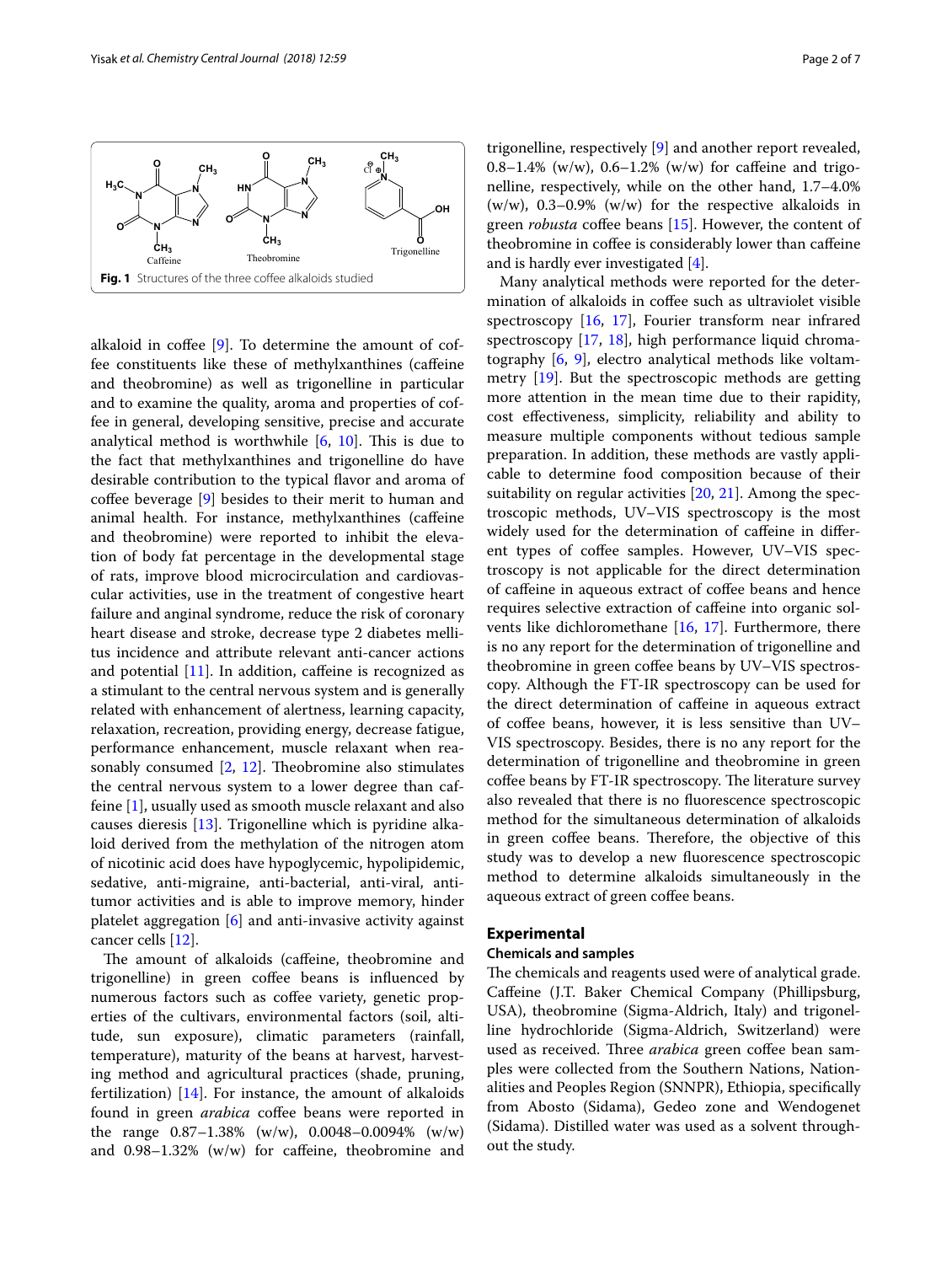Fig. 1 Structures of the three coffee alkaloids studied

alkaloid in coffee [9]. To determine the amount of coffee constituents like these of methylxanthines (caffeine and theobromine) as well as trigonelline in particular and to examine the quality, aroma and properties of coffee in general, developing sensitive, precise and accurate analytical method is worthwhile [6, 10]. This is due to the fact that methylxanthines and trigonelline do have desirable contribution to the typical flavor and aroma of coffee beverage [9] besides to their merit to human and animal health. For instance, methylxanthines (caffeine and theobromine) were reported to inhibit the elevation of body fat percentage in the developmental stage of rats, improve blood microcirculation and cardiovascular activities, use in the treatment of congestive heart failure and anginal syndrome, reduce the risk of coronary heart disease and stroke, decrease type 2 diabetes mellitus incidence and attribute relevant anti-cancer actions and potential [11]. In addition, caffeine is recognized as a stimulant to the central nervous system and is generally related with enhancement of alertness, learning capacity, relaxation, recreation, providing energy, decrease fatigue, performance enhancement, muscle relaxant when reasonably consumed [2, 12]. Theobromine also stimulates the central nervous system to a lower degree than caffeine [1], usually used as smooth muscle relaxant and also causes dieresis [13]. Trigonelline which is pyridine alkaloid derived from the methylation of the nitrogen atom of nicotinic acid does have hypoglycemic, hypolipidemic, sedative, anti-migraine, anti-bacterial, anti-viral, anti-tumor activities and is able to improve memory, hinder platelet aggregation [6] and anti-invasive activity against cancer cells [12].

The amount of alkaloids (caffeine, theobromine and trigonelline) in green coffee beans is influenced by numerous factors such as coffee variety, genetic properties of the cultivars, environmental factors (soil, altitude, sun exposure), climatic parameters (rainfall, temperature), maturity of the beans at harvest, harvesting method and agricultural practices (shade, pruning, fertilization) [14]. For instance, the amount of alkaloids found in green *arabica* coffee beans were reported in the range 0.87–1.38% (w/w), 0.0048–0.0094% (w/w) and 0.98–1.32% (w/w) for caffeine, theobromine and trigonelline, respectively [9] and another report revealed, 0.8–1.4% (w/w), 0.6–1.2% (w/w) for caffeine and trigonelline, respectively, while on the other hand, 1.7–4.0% (w/w), 0.3–0.9% (w/w) for the respective alkaloids in green *robusta* coffee beans [15]. However, the content of theobromine in coffee is considerably lower than caffeine and is hardly ever investigated [4].

Many analytical methods were reported for the determination of alkaloids in coffee such as ultraviolet visible spectroscopy [16, 17], Fourier transform near infrared spectroscopy [17, 18], high performance liquid chromatography [6, 9], electro analytical methods like voltammetry [19]. But the spectroscopic methods are getting more attention in the mean time due to their rapidity, cost effectiveness, simplicity, reliability and ability to measure multiple components without tedious sample preparation. In addition, these methods are vastly applicable to determine food composition because of their suitability on regular activities [20, 21]. Among the spectroscopic methods, UV–VIS spectroscopy is the most widely used for the determination of caffeine in different types of coffee samples. However, UV–VIS spectroscopy is not applicable for the direct determination of caffeine in aqueous extract of coffee beans and hence requires selective extraction of caffeine into organic solvents like dichloromethane [16, 17]. Furthermore, there is no any report for the determination of trigonelline and theobromine in green coffee beans by UV–VIS spectroscopy. Although the FT-IR spectroscopy can be used for the direct determination of caffeine in aqueous extract of coffee beans, however, it is less sensitive than UV–VIS spectroscopy. Besides, there is no any report for the determination of trigonelline and theobromine in green coffee beans by FT-IR spectroscopy. The literature survey also revealed that there is no fluorescence spectroscopic method for the simultaneous determination of alkaloids in green coffee beans. Therefore, the objective of this study was to develop a new fluorescence spectroscopic method to determine alkaloids simultaneously in the aqueous extract of green coffee beans.

## Experimental

### Chemicals and samples

The chemicals and reagents used were of analytical grade. Caffeine (J.T. Baker Chemical Company (Phillipsburg, USA), theobromine (Sigma-Aldrich, Italy) and trigonelline hydrochloride (Sigma-Aldrich, Switzerland) were used as received. Three *arabica* green coffee bean samples were collected from the Southern Nations, Nationalities and Peoples Region (SNNPR), Ethiopia, specifically from Abosto (Sidama), Gedeo zone and Wendogenet (Sidama). Distilled water was used as a solvent throughout the study.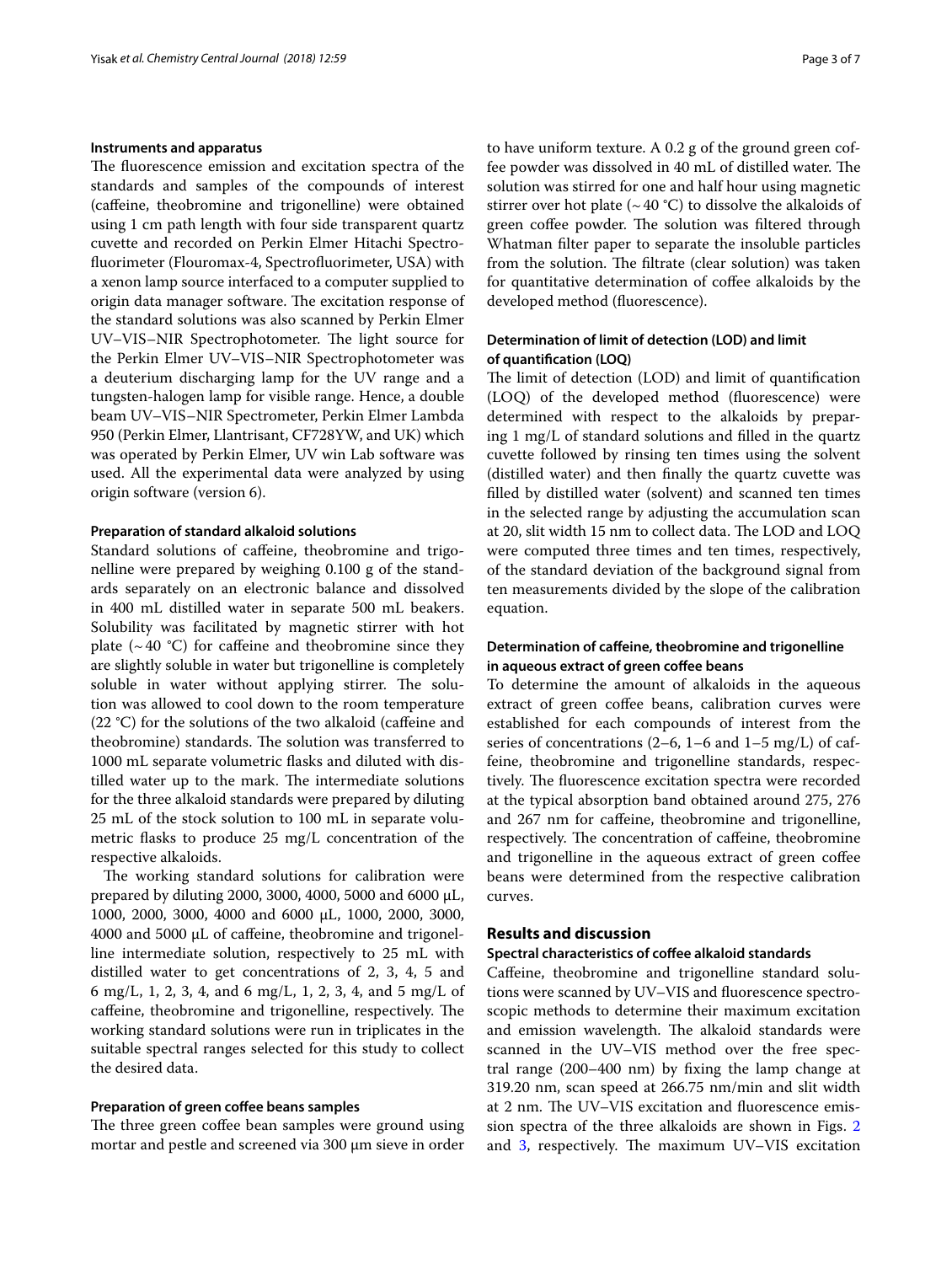### Instruments and apparatus

The fluorescence emission and excitation spectra of the standards and samples of the compounds of interest (caffeine, theobromine and trigonelline) were obtained using 1 cm path length with four side transparent quartz cuvette and recorded on Perkin Elmer Hitachi Spectrofluorimeter (Flouromax-4, Spectrofluorimeter, USA) with a xenon lamp source interfaced to a computer supplied to origin data manager software. The excitation response of the standard solutions was also scanned by Perkin Elmer UV–VIS–NIR Spectrophotometer. The light source for the Perkin Elmer UV–VIS–NIR Spectrophotometer was a deuterium discharging lamp for the UV range and a tungsten-halogen lamp for visible range. Hence, a double beam UV–VIS–NIR Spectrometer, Perkin Elmer Lambda 950 (Perkin Elmer, Llantrisant, CF728YW, and UK) which was operated by Perkin Elmer, UV win Lab software was used. All the experimental data were analyzed by using origin software (version 6).

### Preparation of standard alkaloid solutions

Standard solutions of caffeine, theobromine and trigonelline were prepared by weighing 0.100 g of the standards separately on an electronic balance and dissolved in 400 mL distilled water in separate 500 mL beakers. Solubility was facilitated by magnetic stirrer with hot plate (~ 40 °C) for caffeine and theobromine since they are slightly soluble in water but trigonelline is completely soluble in water without applying stirrer. The solution was allowed to cool down to the room temperature (22 °C) for the solutions of the two alkaloid (caffeine and theobromine) standards. The solution was transferred to 1000 mL separate volumetric flasks and diluted with distilled water up to the mark. The intermediate solutions for the three alkaloid standards were prepared by diluting 25 mL of the stock solution to 100 mL in separate volumetric flasks to produce 25 mg/L concentration of the respective alkaloids.

The working standard solutions for calibration were prepared by diluting 2000, 3000, 4000, 5000 and 6000 µL, 1000, 2000, 3000, 4000 and 6000 µL, 1000, 2000, 3000, 4000 and 5000 µL of caffeine, theobromine and trigonelline intermediate solution, respectively to 25 mL with distilled water to get concentrations of 2, 3, 4, 5 and 6 mg/L, 1, 2, 3, 4, and 6 mg/L, 1, 2, 3, 4, and 5 mg/L of caffeine, theobromine and trigonelline, respectively. The working standard solutions were run in triplicates in the suitable spectral ranges selected for this study to collect the desired data.

### Preparation of green coffee beans samples

The three green coffee bean samples were ground using mortar and pestle and screened via 300 µm sieve in order to have uniform texture. A 0.2 g of the ground green coffee powder was dissolved in 40 mL of distilled water. The solution was stirred for one and half hour using magnetic stirrer over hot plate (~ 40 °C) to dissolve the alkaloids of green coffee powder. The solution was filtered through Whatman filter paper to separate the insoluble particles from the solution. The filtrate (clear solution) was taken for quantitative determination of coffee alkaloids by the developed method (fluorescence).

### Determination of limit of detection (LOD) and limit of quantification (LOQ)

The limit of detection (LOD) and limit of quantification (LOQ) of the developed method (fluorescence) were determined with respect to the alkaloids by preparing 1 mg/L of standard solutions and filled in the quartz cuvette followed by rinsing ten times using the solvent (distilled water) and then finally the quartz cuvette was filled by distilled water (solvent) and scanned ten times in the selected range by adjusting the accumulation scan at 20, slit width 15 nm to collect data. The LOD and LOQ were computed three times and ten times, respectively, of the standard deviation of the background signal from ten measurements divided by the slope of the calibration equation.

### Determination of caffeine, theobromine and trigonelline in aqueous extract of green coffee beans

To determine the amount of alkaloids in the aqueous extract of green coffee beans, calibration curves were established for each compounds of interest from the series of concentrations (2–6, 1–6 and 1–5 mg/L) of caffeine, theobromine and trigonelline standards, respectively. The fluorescence excitation spectra were recorded at the typical absorption band obtained around 275, 276 and 267 nm for caffeine, theobromine and trigonelline, respectively. The concentration of caffeine, theobromine and trigonelline in the aqueous extract of green coffee beans were determined from the respective calibration curves.

## Results and discussion

### Spectral characteristics of coffee alkaloid standards

Caffeine, theobromine and trigonelline standard solutions were scanned by UV–VIS and fluorescence spectroscopic methods to determine their maximum excitation and emission wavelength. The alkaloid standards were scanned in the UV–VIS method over the free spectral range (200–400 nm) by fixing the lamp change at 319.20 nm, scan speed at 266.75 nm/min and slit width at 2 nm. The UV–VIS excitation and fluorescence emission spectra of the three alkaloids are shown in Figs. 2 and 3, respectively. The maximum UV–VIS excitation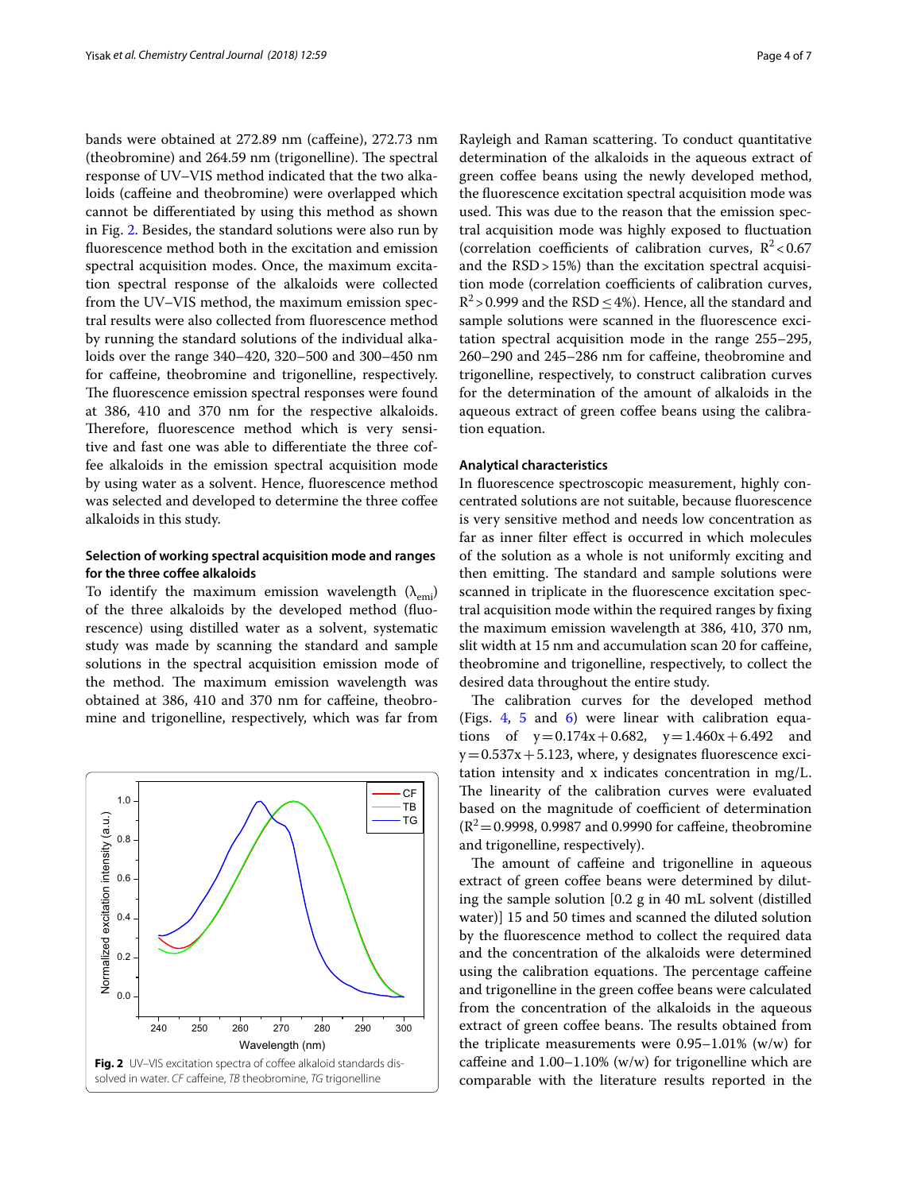bands were obtained at 272.89 nm (caffeine), 272.73 nm (theobromine) and 264.59 nm (trigonelline). The spectral response of UV–VIS method indicated that the two alkaloids (caffeine and theobromine) were overlapped which cannot be differentiated by using this method as shown in Fig. 2. Besides, the standard solutions were also run by fluorescence method both in the excitation and emission spectral acquisition modes. Once, the maximum excitation spectral response of the alkaloids were collected from the UV–VIS method, the maximum emission spectral results were also collected from fluorescence method by running the standard solutions of the individual alkaloids over the range 340–420, 320–500 and 300–450 nm for caffeine, theobromine and trigonelline, respectively. The fluorescence emission spectral responses were found at 386, 410 and 370 nm for the respective alkaloids. Therefore, fluorescence method which is very sensitive and fast one was able to differentiate the three coffee alkaloids in the emission spectral acquisition mode by using water as a solvent. Hence, fluorescence method was selected and developed to determine the three coffee alkaloids in this study.

### Selection of working spectral acquisition mode and ranges for the three coffee alkaloids

To identify the maximum emission wavelength ($\lambda_{emi}$) of the three alkaloids by the developed method (fluorescence) using distilled water as a solvent, systematic study was made by scanning the standard and sample solutions in the spectral acquisition emission mode of the method. The maximum emission wavelength was obtained at 386, 410 and 370 nm for caffeine, theobromine and trigonelline, respectively, which was far from Rayleigh and Raman scattering. To conduct quantitative determination of the alkaloids in the aqueous extract of green coffee beans using the newly developed method, the fluorescence excitation spectral acquisition mode was used. This was due to the reason that the emission spectral acquisition mode was highly exposed to fluctuation (correlation coefficients of calibration curves, $R^2 < 0.67$ and the RSD > 15%) than the excitation spectral acquisition mode (correlation coefficients of calibration curves, $R^2 > 0.999$ and the RSD ≤ 4%). Hence, all the standard and sample solutions were scanned in the fluorescence excitation spectral acquisition mode in the range 255–295, 260–290 and 245–286 nm for caffeine, theobromine and trigonelline, respectively, to construct calibration curves for the determination of the amount of alkaloids in the aqueous extract of green coffee beans using the calibration equation.

Fig. 2 UV–VIS excitation spectra of coffee alkaloid standards dissolved in water. *CF* caffeine, *TB* theobromine, *TG* trigonelline

### Analytical characteristics

In fluorescence spectroscopic measurement, highly concentrated solutions are not suitable, because fluorescence is very sensitive method and needs low concentration as far as inner filter effect is occurred in which molecules of the solution as a whole is not uniformly exciting and then emitting. The standard and sample solutions were scanned in triplicate in the fluorescence excitation spectral acquisition mode within the required ranges by fixing the maximum emission wavelength at 386, 410, 370 nm, slit width at 15 nm and accumulation scan 20 for caffeine, theobromine and trigonelline, respectively, to collect the desired data throughout the entire study.

The calibration curves for the developed method (Figs. 4, 5 and 6) were linear with calibration equations of $y = 0.174x + 0.682$, $y = 1.460x + 6.492$ and $y = 0.537x + 5.123$, where, y designates fluorescence excitation intensity and x indicates concentration in mg/L. The linearity of the calibration curves were evaluated based on the magnitude of coefficient of determination ($R^2 = 0.9998$, 0.9987 and 0.9990 for caffeine, theobromine and trigonelline, respectively).

The amount of caffeine and trigonelline in aqueous extract of green coffee beans were determined by diluting the sample solution [0.2 g in 40 mL solvent (distilled water)] 15 and 50 times and scanned the diluted solution by the fluorescence method to collect the required data and the concentration of the alkaloids were determined using the calibration equations. The percentage caffeine and trigonelline in the green coffee beans were calculated from the concentration of the alkaloids in the aqueous extract of green coffee beans. The results obtained from the triplicate measurements were 0.95–1.01% (w/w) for caffeine and 1.00–1.10% (w/w) for trigonelline which are comparable with the literature results reported in the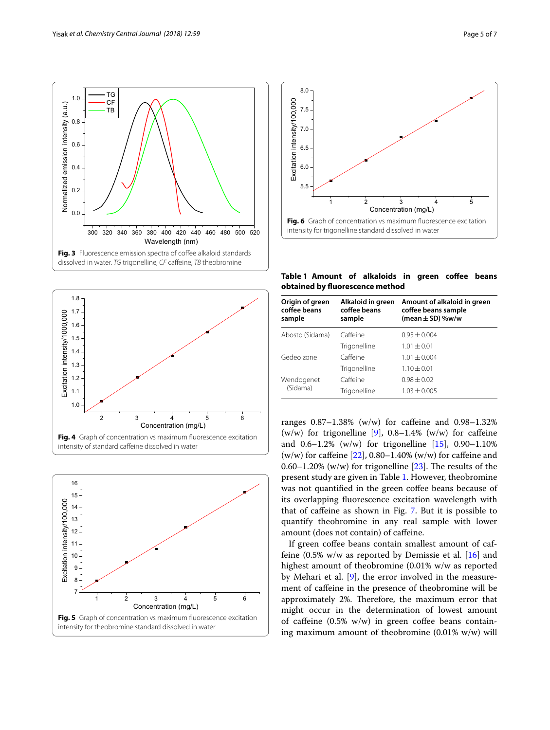Fig. 3 Fluorescence emission spectra of coffee alkaloid standards dissolved in water. *TG* trigonelline, *CF* caffeine, *TB* theobromine

Fig. 4 Graph of concentration vs maximum fluorescence excitation intensity of standard caffeine dissolved in water

Fig. 5 Graph of concentration vs maximum fluorescence excitation intensity for theobromine standard dissolved in water

Fig. 6 Graph of concentration vs maximum fluorescence excitation intensity for trigonelline standard dissolved in water

**Table 1 Amount of alkaloids in green coffee beans obtained by fluorescence method**

| Origin of green coffee beans sample | Alkaloid in green coffee beans sample | Amount of alkaloid in green coffee beans sample (mean ± SD) %w/w |
|---|---|---|
| Abosto (Sidama) | Caffeine | 0.95 ± 0.004 |
| | Trigonelline | 1.01 ± 0.01 |
| Gedeo zone | Caffeine | 1.01 ± 0.004 |
| | Trigonelline | 1.10 ± 0.01 |
| Wendogenet (Sidama) | Caffeine | 0.98 ± 0.02 |
| | Trigonelline | 1.03 ± 0.005 |

ranges 0.87–1.38% (w/w) for caffeine and 0.98–1.32% (w/w) for trigonelline [9], 0.8–1.4% (w/w) for caffeine and 0.6–1.2% (w/w) for trigonelline [15], 0.90–1.10% (w/w) for caffeine [22], 0.80–1.40% (w/w) for caffeine and 0.60–1.20% (w/w) for trigonelline [23]. The results of the present study are given in Table 1. However, theobromine was not quantified in the green coffee beans because of its overlapping fluorescence excitation wavelength with that of caffeine as shown in Fig. 7. But it is possible to quantify theobromine in any real sample with lower amount (does not contain) of caffeine.

If green coffee beans contain smallest amount of caffeine (0.5% w/w as reported by Demissie et al. [16] and highest amount of theobromine (0.01% w/w as reported by Mehari et al. [9], the error involved in the measurement of caffeine in the presence of theobromine will be approximately 2%. Therefore, the maximum error that might occur in the determination of lowest amount of caffeine (0.5% w/w) in green coffee beans containing maximum amount of theobromine (0.01% w/w) will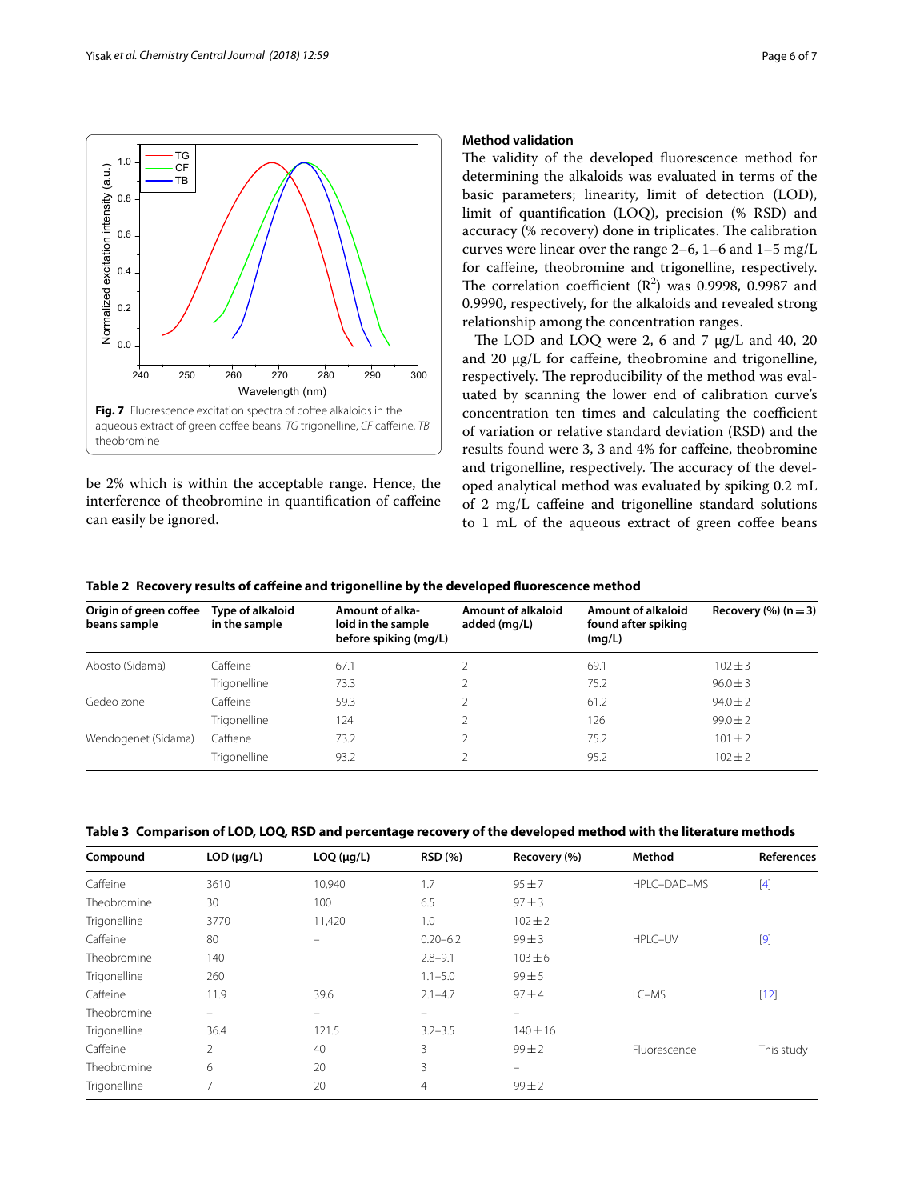Fig. 7 Fluorescence excitation spectra of coffee alkaloids in the aqueous extract of green coffee beans. *TG* trigonelline, *CF* caffeine, *TB* theobromine

be 2% which is within the acceptable range. Hence, the interference of theobromine in quantification of caffeine can easily be ignored.

### Method validation

The validity of the developed fluorescence method for determining the alkaloids was evaluated in terms of the basic parameters; linearity, limit of detection (LOD), limit of quantification (LOQ), precision (% RSD) and accuracy (% recovery) done in triplicates. The calibration curves were linear over the range 2–6, 1–6 and 1–5 mg/L for caffeine, theobromine and trigonelline, respectively. The correlation coefficient ($R^2$) was 0.9998, 0.9987 and 0.9990, respectively, for the alkaloids and revealed strong relationship among the concentration ranges.

The LOD and LOQ were 2, 6 and 7 µg/L and 40, 20 and 20 µg/L for caffeine, theobromine and trigonelline, respectively. The reproducibility of the method was evaluated by scanning the lower end of calibration curve's concentration ten times and calculating the coefficient of variation or relative standard deviation (RSD) and the results found were 3, 3 and 4% for caffeine, theobromine and trigonelline, respectively. The accuracy of the developed analytical method was evaluated by spiking 0.2 mL of 2 mg/L caffeine and trigonelline standard solutions to 1 mL of the aqueous extract of green coffee beans

**Table 2 Recovery results of caffeine and trigonelline by the developed fluorescence method**

| Origin of green coffee beans sample | Type of alkaloid in the sample | Amount of alkaloid in the sample before spiking (mg/L) | Amount of alkaloid added (mg/L) | Amount of alkaloid found after spiking (mg/L) | Recovery (%) (n = 3) |
|---|---|---|---|---|---|
| Abosto (Sidama) | Caffeine | 67.1 | 2 | 69.1 | 102 ± 3 |
| | Trigonelline | 73.3 | 2 | 75.2 | 96.0 ± 3 |
| Gedeo zone | Caffeine | 59.3 | 2 | 61.2 | 94.0 ± 2 |
| | Trigonelline | 124 | 2 | 126 | 99.0 ± 2 |
| Wendogenet (Sidama) | Caffiene | 73.2 | 2 | 75.2 | 101 ± 2 |
| | Trigonelline | 93.2 | 2 | 95.2 | 102 ± 2 |

**Table 3 Comparison of LOD, LOQ, RSD and percentage recovery of the developed method with the literature methods**

| Compound | LOD (µg/L) | LOQ (µg/L) | RSD (%) | Recovery (%) | Method | References |
|---|---|---|---|---|---|---|
| Caffeine | 3610 | 10,940 | 1.7 | 95 ± 7 | HPLC–DAD–MS | [4] |
| Theobromine | 30 | 100 | 6.5 | 97 ± 3 | | |
| Trigonelline | 3770 | 11,420 | 1.0 | 102 ± 2 | | |
| Caffeine | 80 | – | 0.20–6.2 | 99 ± 3 | HPLC–UV | [9] |
| Theobromine | 140 | | 2.8–9.1 | 103 ± 6 | | |
| Trigonelline | 260 | | 1.1–5.0 | 99 ± 5 | | |
| Caffeine | 11.9 | 39.6 | 2.1–4.7 | 97 ± 4 | LC–MS | [12] |
| Theobromine | – | – | – | – | | |
| Trigonelline | 36.4 | 121.5 | 3.2–3.5 | 140 ± 16 | | |
| Caffeine | 2 | 40 | 3 | 99 ± 2 | Fluorescence | This study |
| Theobromine | 6 | 20 | 3 | – | | |
| Trigonelline | 7 | 20 | 4 | 99 ± 2 | | |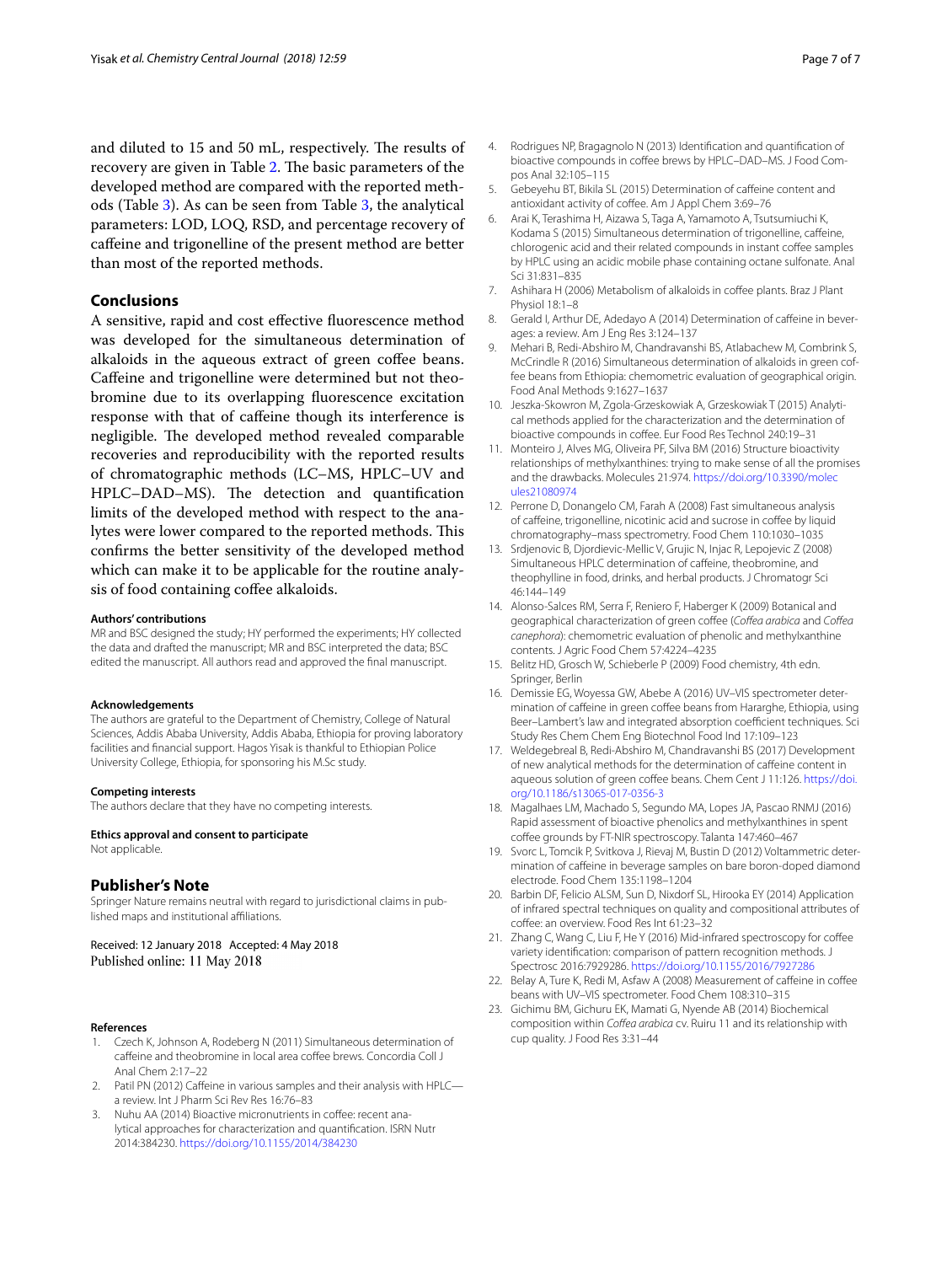and diluted to 15 and 50 mL, respectively. The results of recovery are given in Table 2. The basic parameters of the developed method are compared with the reported methods (Table 3). As can be seen from Table 3, the analytical parameters: LOD, LOQ, RSD, and percentage recovery of caffeine and trigonelline of the present method are better than most of the reported methods.

## Conclusions

A sensitive, rapid and cost effective fluorescence method was developed for the simultaneous determination of alkaloids in the aqueous extract of green coffee beans. Caffeine and trigonelline were determined but not theobromine due to its overlapping fluorescence excitation response with that of caffeine though its interference is negligible. The developed method revealed comparable recoveries and reproducibility with the reported results of chromatographic methods (LC–MS, HPLC–UV and HPLC–DAD–MS). The detection and quantification limits of the developed method with respect to the analytes were lower compared to the reported methods. This confirms the better sensitivity of the developed method which can make it to be applicable for the routine analysis of food containing coffee alkaloids.

#### Authors' contributions

MR and BSC designed the study; HY performed the experiments; HY collected the data and drafted the manuscript; MR and BSC interpreted the data; BSC edited the manuscript. All authors read and approved the final manuscript.

#### Acknowledgements

The authors are grateful to the Department of Chemistry, College of Natural Sciences, Addis Ababa University, Addis Ababa, Ethiopia for proving laboratory facilities and financial support. Hagos Yisak is thankful to Ethiopian Police University College, Ethiopia, for sponsoring his M.Sc study.

#### Competing interests

The authors declare that they have no competing interests.

#### Ethics approval and consent to participate

Not applicable.

## Publisher's Note

Springer Nature remains neutral with regard to jurisdictional claims in published maps and institutional affiliations.

Received: 12 January 2018 Accepted: 4 May 2018
Published online: 11 May 2018

#### References

1. Czech K, Johnson A, Rodeberg N (2011) Simultaneous determination of caffeine and theobromine in local area coffee brews. Concordia Coll J Anal Chem 2:17–22
2. Patil PN (2012) Caffeine in various samples and their analysis with HPLC—a review. Int J Pharm Sci Rev Res 16:76–83
3. Nuhu AA (2014) Bioactive micronutrients in coffee: recent analytical approaches for characterization and quantification. ISRN Nutr 2014:384230. https://doi.org/10.1155/2014/384230
4. Rodrigues NP, Bragagnolo N (2013) Identification and quantification of bioactive compounds in coffee brews by HPLC–DAD–MS. J Food Compos Anal 32:105–115
5. Gebeyehu BT, Bikila SL (2015) Determination of caffeine content and antioxidant activity of coffee. Am J Appl Chem 3:69–76
6. Arai K, Terashima H, Aizawa S, Taga A, Yamamoto A, Tsutsumiuchi K, Kodama S (2015) Simultaneous determination of trigonelline, caffeine, chlorogenic acid and their related compounds in instant coffee samples by HPLC using an acidic mobile phase containing octane sulfonate. Anal Sci 31:831–835
7. Ashihara H (2006) Metabolism of alkaloids in coffee plants. Braz J Plant Physiol 18:1–8
8. Gerald I, Arthur DE, Adedayo A (2014) Determination of caffeine in beverages: a review. Am J Eng Res 3:124–137
9. Mehari B, Redi-Abshiro M, Chandravanshi BS, Atlabachew M, Combrink S, McCrindle R (2016) Simultaneous determination of alkaloids in green coffee beans from Ethiopia: chemometric evaluation of geographical origin. Food Anal Methods 9:1627–1637
10. Jeszka-Skowron M, Zgola-Grzeskowiak A, Grzeskowiak T (2015) Analytical methods applied for the characterization and the determination of bioactive compounds in coffee. Eur Food Res Technol 240:19–31
11. Monteiro J, Alves MG, Oliveira PF, Silva BM (2016) Structure bioactivity relationships of methylxanthines: trying to make sense of all the promises and the drawbacks. Molecules 21:974. https://doi.org/10.3390/molecules21080974
12. Perrone D, Donangelo CM, Farah A (2008) Fast simultaneous analysis of caffeine, trigonelline, nicotinic acid and sucrose in coffee by liquid chromatography–mass spectrometry. Food Chem 110:1030–1035
13. Srdjenovic B, Djordievic-Mellic V, Grujic N, Injac R, Lepojevic Z (2008) Simultaneous HPLC determination of caffeine, theobromine, and theophylline in food, drinks, and herbal products. J Chromatogr Sci 46:144–149
14. Alonso-Salces RM, Serra F, Reniero F, Haberger K (2009) Botanical and geographical characterization of green coffee (*Coffea arabica* and *Coffea canephora*): chemometric evaluation of phenolic and methylxanthine contents. J Agric Food Chem 57:4224–4235
15. Belitz HD, Grosch W, Schieberle P (2009) Food chemistry, 4th edn. Springer, Berlin
16. Demissie EG, Woyessa GW, Abebe A (2016) UV–VIS spectrometer determination of caffeine in green coffee beans from Hararghe, Ethiopia, using Beer–Lambert's law and integrated absorption coefficient techniques. Sci Study Res Chem Chem Eng Biotechnol Food Ind 17:109–123
17. Weldegebreal B, Redi-Abshiro M, Chandravanshi BS (2017) Development of new analytical methods for the determination of caffeine content in aqueous solution of green coffee beans. Chem Cent J 11:126. https://doi.org/10.1186/s13065-017-0356-3
18. Magalhaes LM, Machado S, Segundo MA, Lopes JA, Pascao RNMJ (2016) Rapid assessment of bioactive phenolics and methylxanthines in spent coffee grounds by FT-NIR spectroscopy. Talanta 147:460–467
19. Svorc L, Tomcik P, Svitkova J, Rievaj M, Bustin D (2012) Voltammetric determination of caffeine in beverage samples on bare boron-doped diamond electrode. Food Chem 135:1198–1204
20. Barbin DF, Felicio ALSM, Sun D, Nixdorf SL, Hirooka EY (2014) Application of infrared spectral techniques on quality and compositional attributes of coffee: an overview. Food Res Int 61:23–32
21. Zhang C, Wang C, Liu F, He Y (2016) Mid-infrared spectroscopy for coffee variety identification: comparison of pattern recognition methods. J Spectrosc 2016:7929286. https://doi.org/10.1155/2016/7927286
22. Belay A, Ture K, Redi M, Asfaw A (2008) Measurement of caffeine in coffee beans with UV–VIS spectrometer. Food Chem 108:310–315
23. Gichimu BM, Gichuru EK, Mamati G, Nyende AB (2014) Biochemical composition within *Coffea arabica* cv. Ruiru 11 and its relationship with cup quality. J Food Res 3:31–44